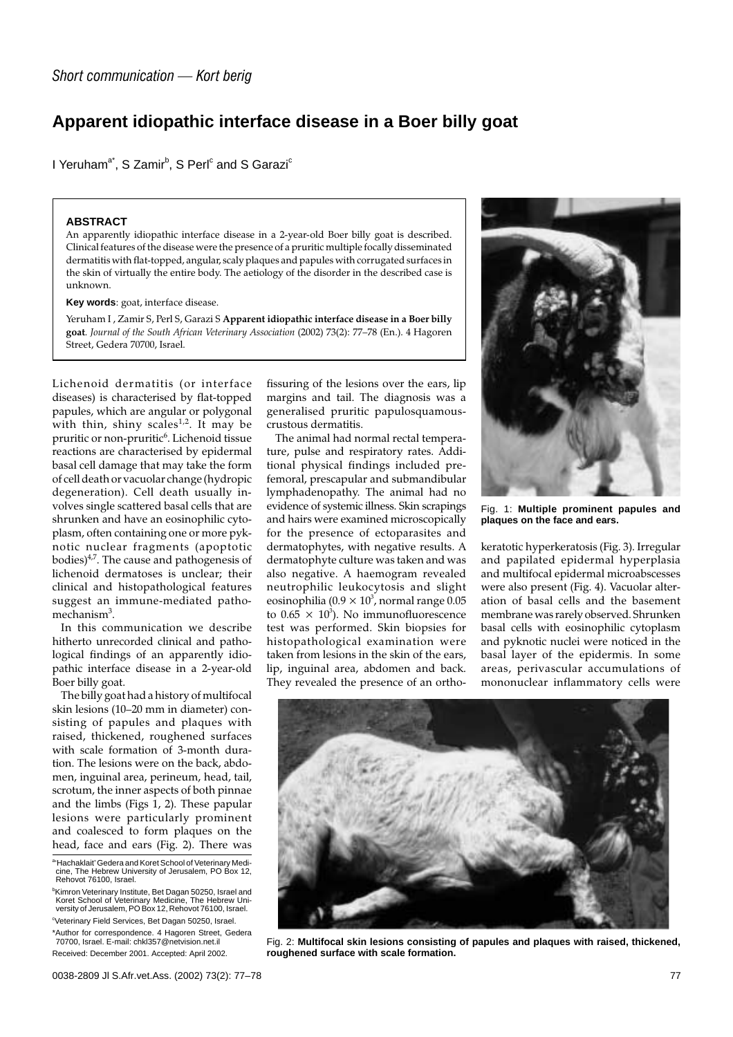*Short communication — Kort berig*

# Apparent idiopathic interface disease in a Boer billy goat

I Yeruham[a*], S Zamir[b], S Perl[c] and S Garazi[c]

**ABSTRACT**

An apparently idiopathic interface disease in a 2-year-old Boer billy goat is described. Clinical features of the disease were the presence of a pruritic multiple focally disseminated dermatitis with flat-topped, angular, scaly plaques and papules with corrugated surfaces in the skin of virtually the entire body. The aetiology of the disorder in the described case is unknown.

**Key words**: goat, interface disease.

Yeruham I, Zamir S, Perl S, Garazi S **Apparent idiopathic interface disease in a Boer billy goat**. *Journal of the South African Veterinary Association* (2002) 73(2): 77–78 (En.). 4 Hagoren Street, Gedera 70700, Israel.

Lichenoid dermatitis (or interface diseases) is characterised by flat-topped papules, which are angular or polygonal with thin, shiny scales[1,2]. It may be pruritic or non-pruritic[6]. Lichenoid tissue reactions are characterised by epidermal basal cell damage that may take the form of cell death or vacuolar change (hydropic degeneration). Cell death usually involves single scattered basal cells that are shrunken and have an eosinophilic cytoplasm, often containing one or more pyknotic nuclear fragments (apoptotic bodies)[4,7]. The cause and pathogenesis of lichenoid dermatoses is unclear; their clinical and histopathological features suggest an immune-mediated pathomechanism[3].

In this communication we describe hitherto unrecorded clinical and pathological findings of an apparently idiopathic interface disease in a 2-year-old Boer billy goat.

The billy goat had a history of multifocal skin lesions (10–20 mm in diameter) consisting of papules and plaques with raised, thickened, roughened surfaces with scale formation of 3-month duration. The lesions were on the back, abdomen, inguinal area, perineum, head, tail, scrotum, the inner aspects of both pinnae and the limbs (Figs 1, 2). These papular lesions were particularly prominent and coalesced to form plaques on the head, face and ears (Fig. 2). There was fissuring of the lesions over the ears, lip margins and tail. The diagnosis was a generalised pruritic papulosquamous-crustous dermatitis.

The animal had normal rectal temperature, pulse and respiratory rates. Additional physical findings included prefemoral, prescapular and submandibular lymphadenopathy. The animal had no evidence of systemic illness. Skin scrapings and hairs were examined microscopically for the presence of ectoparasites and dermatophytes, with negative results. A dermatophyte culture was taken and was also negative. A haemogram revealed neutrophilic leukocytosis and slight eosinophilia ($0.9 \times 10^3$, normal range 0.05 to $0.65 \times 10^3$). No immunofluorescence test was performed. Skin biopsies for histopathological examination were taken from lesions in the skin of the ears, lip, inguinal area, abdomen and back. They revealed the presence of an orthokeratotic hyperkeratosis (Fig. 3). Irregular and papilated epidermal hyperplasia and multifocal epidermal microabscesses were also present (Fig. 4). Vacuolar alteration of basal cells and the basement membrane was rarely observed. Shrunken basal cells with eosinophilic cytoplasm and pyknotic nuclei were noticed in the basal layer of the epidermis. In some areas, perivascular accumulations of mononuclear inflammatory cells were

Fig. 1: **Multiple prominent papules and plaques on the face and ears.**

Fig. 2: **Multifocal skin lesions consisting of papules and plaques with raised, thickened, roughened surface with scale formation.**

[a]'Hachaklait' Gedera and Koret School of Veterinary Medicine, The Hebrew University of Jerusalem, PO Box 12, Rehovot 76100, Israel.

[b]Kimron Veterinary Institute, Bet Dagan 50250, Israel and Koret School of Veterinary Medicine, The Hebrew University of Jerusalem, PO Box 12, Rehovot 76100, Israel.

[c]Veterinary Field Services, Bet Dagan 50250, Israel.

*Author for correspondence. 4 Hagoren Street, Gedera 70700, Israel. E-mail: chkl357@netvision.net.il

Received: December 2001. Accepted: April 2002.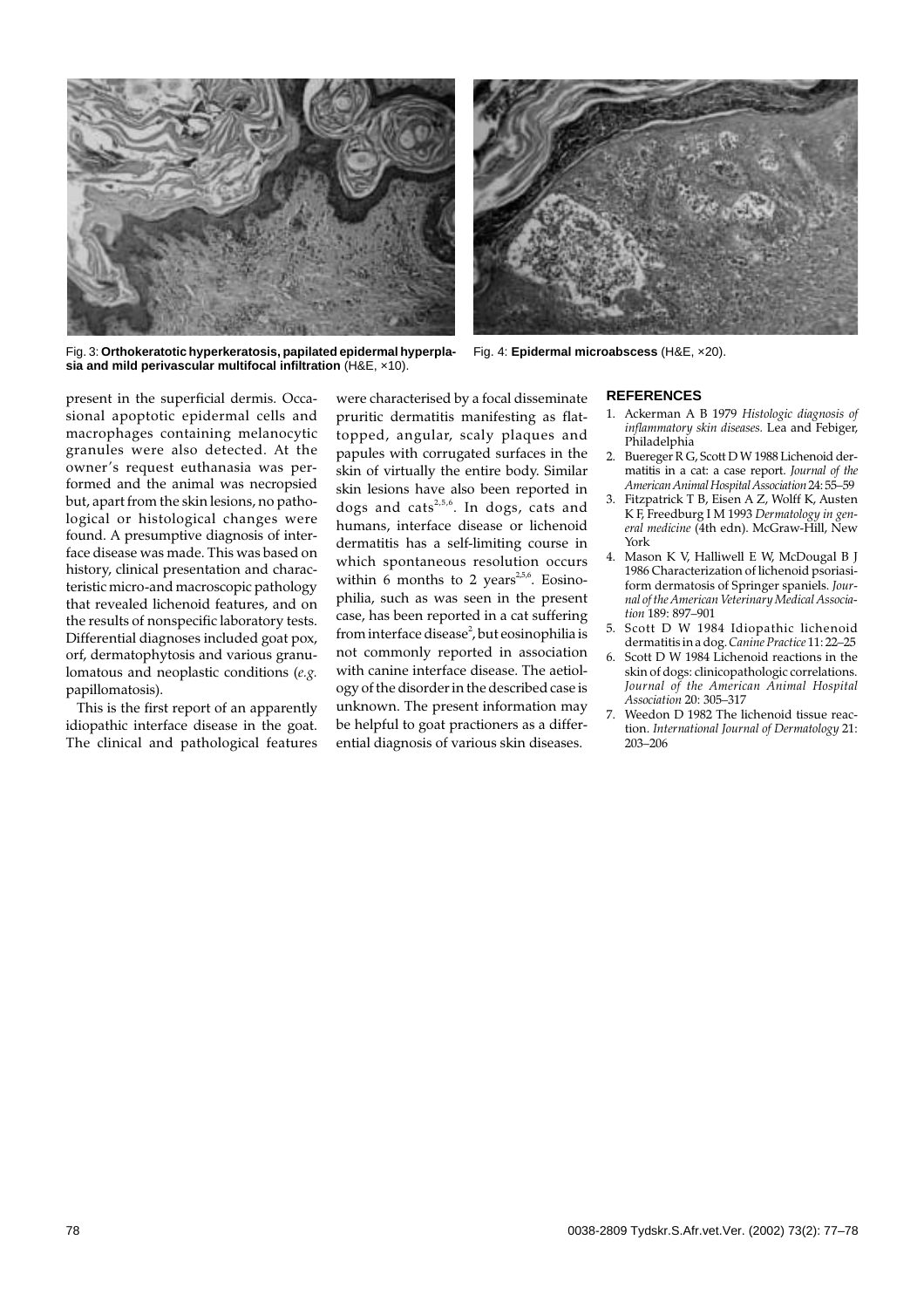Fig. 3: **Orthokeratotic hyperkeratosis, papilated epidermal hyperplasia and mild perivascular multifocal infiltration** (H&E, ×10).

Fig. 4: **Epidermal microabscess** (H&E, ×20).

present in the superficial dermis. Occasional apoptotic epidermal cells and macrophages containing melanocytic granules were also detected. At the owner's request euthanasia was performed and the animal was necropsied but, apart from the skin lesions, no pathological or histological changes were found. A presumptive diagnosis of interface disease was made. This was based on history, clinical presentation and characteristic micro-and macroscopic pathology that revealed lichenoid features, and on the results of nonspecific laboratory tests. Differential diagnoses included goat pox, orf, dermatophytosis and various granulomatous and neoplastic conditions (*e.g.* papillomatosis).

This is the first report of an apparently idiopathic interface disease in the goat. The clinical and pathological features were characterised by a focal disseminate pruritic dermatitis manifesting as flat-topped, angular, scaly plaques and papules with corrugated surfaces in the skin of virtually the entire body. Similar skin lesions have also been reported in dogs and cats[2,5,6]. In dogs, cats and humans, interface disease or lichenoid dermatitis has a self-limiting course in which spontaneous resolution occurs within 6 months to 2 years[2,5,6]. Eosinophilia, such as was seen in the present case, has been reported in a cat suffering from interface disease[2], but eosinophilia is not commonly reported in association with canine interface disease. The aetiology of the disorder in the described case is unknown. The present information may be helpful to goat practioners as a differential diagnosis of various skin diseases.

## REFERENCES

1. Ackerman A B 1979 *Histologic diagnosis of inflammatory skin diseases.* Lea and Febiger, Philadelphia
2. Buereger R G, Scott D W 1988 Lichenoid dermatitis in a cat: a case report. *Journal of the American Animal Hospital Association* 24: 55–59
3. Fitzpatrick T B, Eisen A Z, Wolff K, Austen K F, Freedburg I M 1993 *Dermatology in general medicine* (4th edn). McGraw-Hill, New York
4. Mason K V, Halliwell E W, McDougal B J 1986 Characterization of lichenoid psoriasiform dermatosis of Springer spaniels. *Journal of the American Veterinary Medical Association* 189: 897–901
5. Scott D W 1984 Idiopathic lichenoid dermatitis in a dog. *Canine Practice* 11: 22–25
6. Scott D W 1984 Lichenoid reactions in the skin of dogs: clinicopathologic correlations. *Journal of the American Animal Hospital Association* 20: 305–317
7. Weedon D 1982 The lichenoid tissue reaction. *International Journal of Dermatology* 21: 203–206